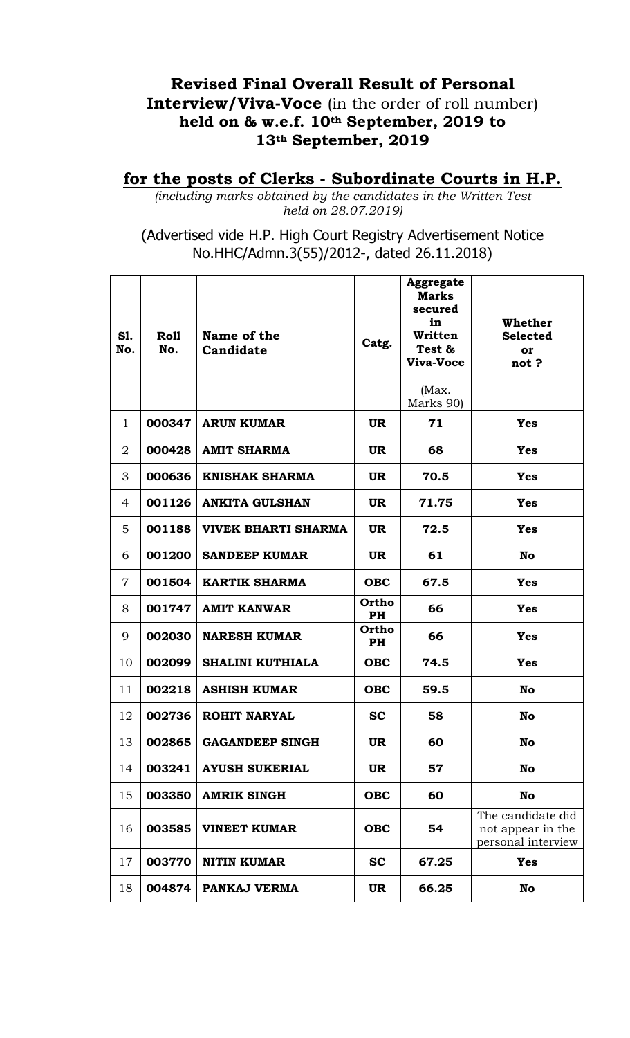## Revised Final Overall Result of Personal Interview/Viva-Voce (in the order of roll number) held on & w.e.f. 10th September, 2019 to 13th September, 2019

## for the posts of Clerks - Subordinate Courts in H.P.

*(including marks obtained by the candidates in the Written Test held on 28.07.2019)*

(Advertised vide H.P. High Court Registry Advertisement Notice No.HHC/Admn.3(55)/2012-, dated 26.11.2018)

| Sl. No. | Roll No. | Name of the Candidate | Catg. | Aggregate Marks secured in Written Test & Viva-Voce (Max. Marks 90) | Whether Selected or not ? |
|---|---|---|---|---|---|
| 1 | **000347** | **ARUN KUMAR** | **UR** | **71** | **Yes** |
| 2 | **000428** | **AMIT SHARMA** | **UR** | **68** | **Yes** |
| 3 | **000636** | **KNISHAK SHARMA** | **UR** | **70.5** | **Yes** |
| 4 | **001126** | **ANKITA GULSHAN** | **UR** | **71.75** | **Yes** |
| 5 | **001188** | **VIVEK BHARTI SHARMA** | **UR** | **72.5** | **Yes** |
| 6 | **001200** | **SANDEEP KUMAR** | **UR** | **61** | **No** |
| 7 | **001504** | **KARTIK SHARMA** | **OBC** | **67.5** | **Yes** |
| 8 | **001747** | **AMIT KANWAR** | **Ortho PH** | **66** | **Yes** |
| 9 | **002030** | **NARESH KUMAR** | **Ortho PH** | **66** | **Yes** |
| 10 | **002099** | **SHALINI KUTHIALA** | **OBC** | **74.5** | **Yes** |
| 11 | **002218** | **ASHISH KUMAR** | **OBC** | **59.5** | **No** |
| 12 | **002736** | **ROHIT NARYAL** | **SC** | **58** | **No** |
| 13 | **002865** | **GAGANDEEP SINGH** | **UR** | **60** | **No** |
| 14 | **003241** | **AYUSH SUKERIAL** | **UR** | **57** | **No** |
| 15 | **003350** | **AMRIK SINGH** | **OBC** | **60** | **No** |
| 16 | **003585** | **VINEET KUMAR** | **OBC** | **54** | The candidate did not appear in the personal interview |
| 17 | **003770** | **NITIN KUMAR** | **SC** | **67.25** | **Yes** |
| 18 | **004874** | **PANKAJ VERMA** | **UR** | **66.25** | **No** |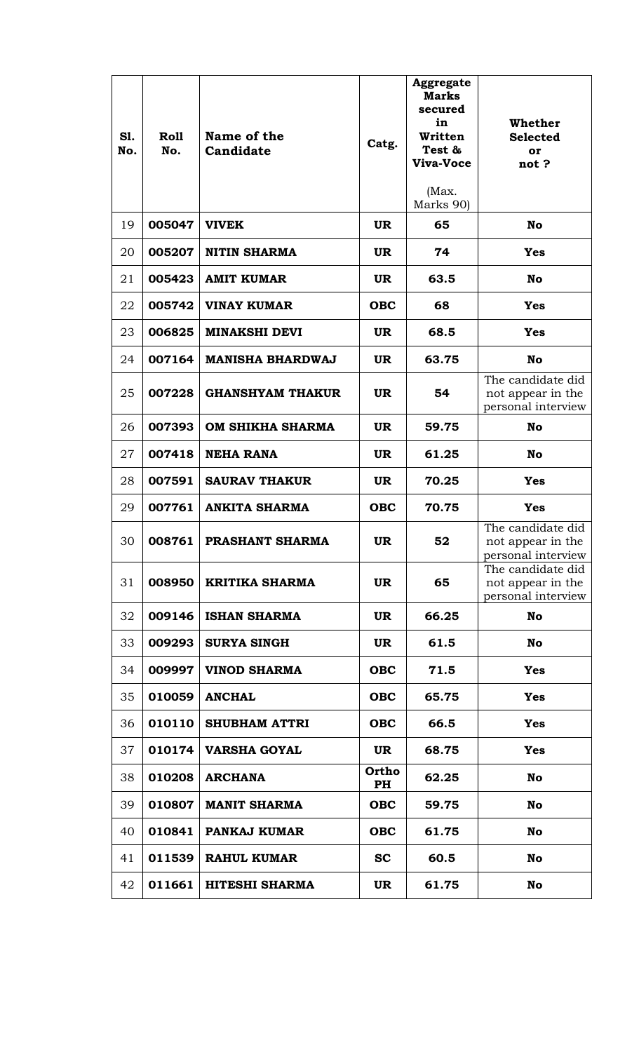| Sl. No. | Roll No. | Name of the Candidate | Catg. | Aggregate Marks secured in Written Test & Viva-Voce (Max. Marks 90) | Whether Selected or not ? |
|---|---|---|---|---|---|
| 19 | **005047** | **VIVEK** | **UR** | **65** | **No** |
| 20 | **005207** | **NITIN SHARMA** | **UR** | **74** | **Yes** |
| 21 | **005423** | **AMIT KUMAR** | **UR** | **63.5** | **No** |
| 22 | **005742** | **VINAY KUMAR** | **OBC** | **68** | **Yes** |
| 23 | **006825** | **MINAKSHI DEVI** | **UR** | **68.5** | **Yes** |
| 24 | **007164** | **MANISHA BHARDWAJ** | **UR** | **63.75** | **No** |
| 25 | **007228** | **GHANSHYAM THAKUR** | **UR** | **54** | The candidate did not appear in the personal interview |
| 26 | **007393** | **OM SHIKHA SHARMA** | **UR** | **59.75** | **No** |
| 27 | **007418** | **NEHA RANA** | **UR** | **61.25** | **No** |
| 28 | **007591** | **SAURAV THAKUR** | **UR** | **70.25** | **Yes** |
| 29 | **007761** | **ANKITA SHARMA** | **OBC** | **70.75** | **Yes** |
| 30 | **008761** | **PRASHANT SHARMA** | **UR** | **52** | The candidate did not appear in the personal interview |
| 31 | **008950** | **KRITIKA SHARMA** | **UR** | **65** | The candidate did not appear in the personal interview |
| 32 | **009146** | **ISHAN SHARMA** | **UR** | **66.25** | **No** |
| 33 | **009293** | **SURYA SINGH** | **UR** | **61.5** | **No** |
| 34 | **009997** | **VINOD SHARMA** | **OBC** | **71.5** | **Yes** |
| 35 | **010059** | **ANCHAL** | **OBC** | **65.75** | **Yes** |
| 36 | **010110** | **SHUBHAM ATTRI** | **OBC** | **66.5** | **Yes** |
| 37 | **010174** | **VARSHA GOYAL** | **UR** | **68.75** | **Yes** |
| 38 | **010208** | **ARCHANA** | **Ortho PH** | **62.25** | **No** |
| 39 | **010807** | **MANIT SHARMA** | **OBC** | **59.75** | **No** |
| 40 | **010841** | **PANKAJ KUMAR** | **OBC** | **61.75** | **No** |
| 41 | **011539** | **RAHUL KUMAR** | **SC** | **60.5** | **No** |
| 42 | **011661** | **HITESHI SHARMA** | **UR** | **61.75** | **No** |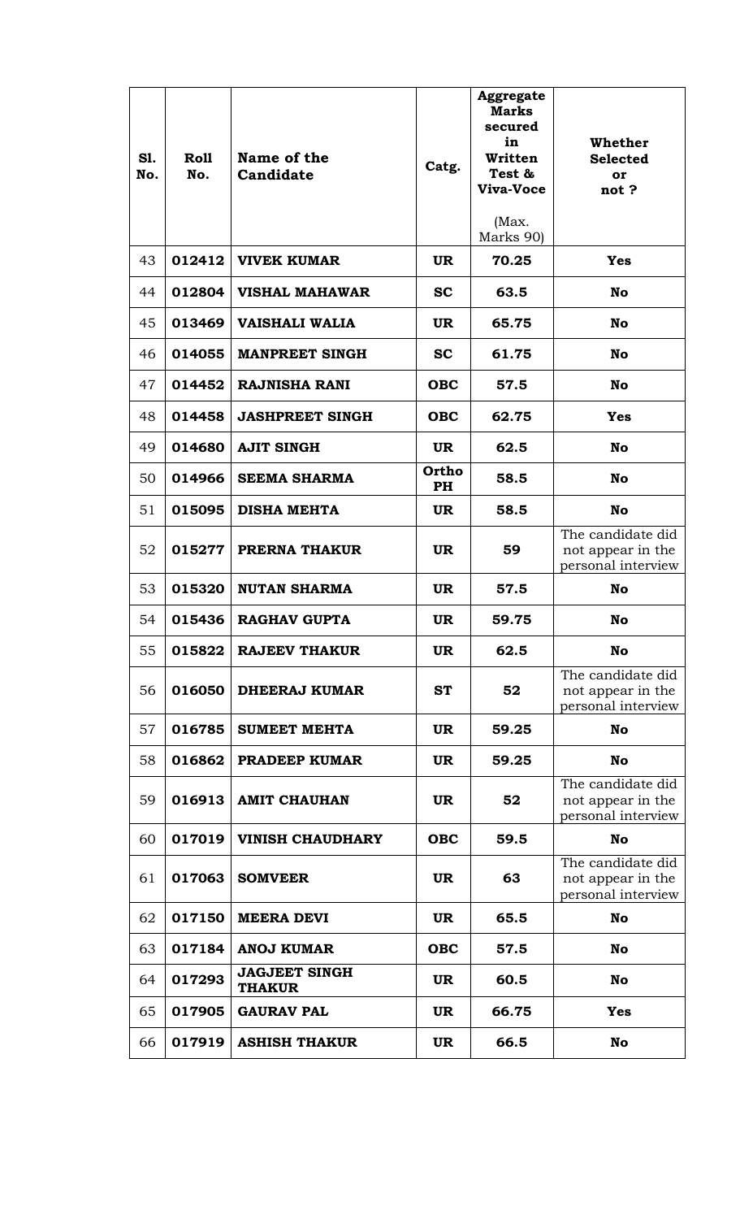| Sl. No. | Roll No. | Name of the Candidate | Catg. | Aggregate Marks secured in Written Test & Viva-Voce (Max. Marks 90) | Whether Selected or not ? |
|---|---|---|---|---|---|
| 43 | **012412** | **VIVEK KUMAR** | **UR** | **70.25** | **Yes** |
| 44 | **012804** | **VISHAL MAHAWAR** | **SC** | **63.5** | **No** |
| 45 | **013469** | **VAISHALI WALIA** | **UR** | **65.75** | **No** |
| 46 | **014055** | **MANPREET SINGH** | **SC** | **61.75** | **No** |
| 47 | **014452** | **RAJNISHA RANI** | **OBC** | **57.5** | **No** |
| 48 | **014458** | **JASHPREET SINGH** | **OBC** | **62.75** | **Yes** |
| 49 | **014680** | **AJIT SINGH** | **UR** | **62.5** | **No** |
| 50 | **014966** | **SEEMA SHARMA** | **Ortho PH** | **58.5** | **No** |
| 51 | **015095** | **DISHA MEHTA** | **UR** | **58.5** | **No** |
| 52 | **015277** | **PRERNA THAKUR** | **UR** | **59** | The candidate did not appear in the personal interview |
| 53 | **015320** | **NUTAN SHARMA** | **UR** | **57.5** | **No** |
| 54 | **015436** | **RAGHAV GUPTA** | **UR** | **59.75** | **No** |
| 55 | **015822** | **RAJEEV THAKUR** | **UR** | **62.5** | **No** |
| 56 | **016050** | **DHEERAJ KUMAR** | **ST** | **52** | The candidate did not appear in the personal interview |
| 57 | **016785** | **SUMEET MEHTA** | **UR** | **59.25** | **No** |
| 58 | **016862** | **PRADEEP KUMAR** | **UR** | **59.25** | **No** |
| 59 | **016913** | **AMIT CHAUHAN** | **UR** | **52** | The candidate did not appear in the personal interview |
| 60 | **017019** | **VINISH CHAUDHARY** | **OBC** | **59.5** | **No** |
| 61 | **017063** | **SOMVEER** | **UR** | **63** | The candidate did not appear in the personal interview |
| 62 | **017150** | **MEERA DEVI** | **UR** | **65.5** | **No** |
| 63 | **017184** | **ANOJ KUMAR** | **OBC** | **57.5** | **No** |
| 64 | **017293** | **JAGJEET SINGH THAKUR** | **UR** | **60.5** | **No** |
| 65 | **017905** | **GAURAV PAL** | **UR** | **66.75** | **Yes** |
| 66 | **017919** | **ASHISH THAKUR** | **UR** | **66.5** | **No** |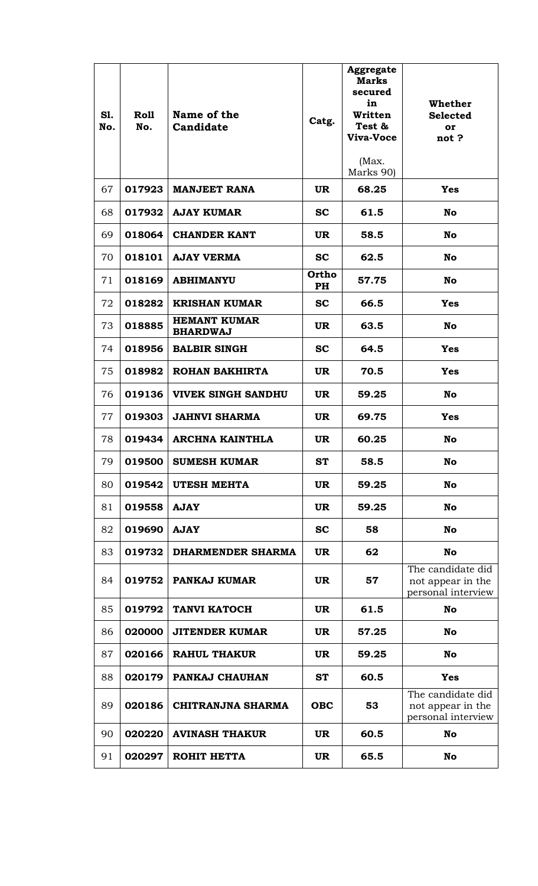| Sl. No. | Roll No. | Name of the Candidate | Catg. | Aggregate Marks secured in Written Test & Viva-Voce (Max. Marks 90) | Whether Selected or not ? |
|---|---|---|---|---|---|
| 67 | **017923** | **MANJEET RANA** | **UR** | **68.25** | **Yes** |
| 68 | **017932** | **AJAY KUMAR** | **SC** | **61.5** | **No** |
| 69 | **018064** | **CHANDER KANT** | **UR** | **58.5** | **No** |
| 70 | **018101** | **AJAY VERMA** | **SC** | **62.5** | **No** |
| 71 | **018169** | **ABHIMANYU** | **Ortho PH** | **57.75** | **No** |
| 72 | **018282** | **KRISHAN KUMAR** | **SC** | **66.5** | **Yes** |
| 73 | **018885** | **HEMANT KUMAR BHARDWAJ** | **UR** | **63.5** | **No** |
| 74 | **018956** | **BALBIR SINGH** | **SC** | **64.5** | **Yes** |
| 75 | **018982** | **ROHAN BAKHIRTA** | **UR** | **70.5** | **Yes** |
| 76 | **019136** | **VIVEK SINGH SANDHU** | **UR** | **59.25** | **No** |
| 77 | **019303** | **JAHNVI SHARMA** | **UR** | **69.75** | **Yes** |
| 78 | **019434** | **ARCHNA KAINTHLA** | **UR** | **60.25** | **No** |
| 79 | **019500** | **SUMESH KUMAR** | **ST** | **58.5** | **No** |
| 80 | **019542** | **UTESH MEHTA** | **UR** | **59.25** | **No** |
| 81 | **019558** | **AJAY** | **UR** | **59.25** | **No** |
| 82 | **019690** | **AJAY** | **SC** | **58** | **No** |
| 83 | **019732** | **DHARMENDER SHARMA** | **UR** | **62** | **No** |
| 84 | **019752** | **PANKAJ KUMAR** | **UR** | **57** | The candidate did not appear in the personal interview |
| 85 | **019792** | **TANVI KATOCH** | **UR** | **61.5** | **No** |
| 86 | **020000** | **JITENDER KUMAR** | **UR** | **57.25** | **No** |
| 87 | **020166** | **RAHUL THAKUR** | **UR** | **59.25** | **No** |
| 88 | **020179** | **PANKAJ CHAUHAN** | **ST** | **60.5** | **Yes** |
| 89 | **020186** | **CHITRANJNA SHARMA** | **OBC** | **53** | The candidate did not appear in the personal interview |
| 90 | **020220** | **AVINASH THAKUR** | **UR** | **60.5** | **No** |
| 91 | **020297** | **ROHIT HETTA** | **UR** | **65.5** | **No** |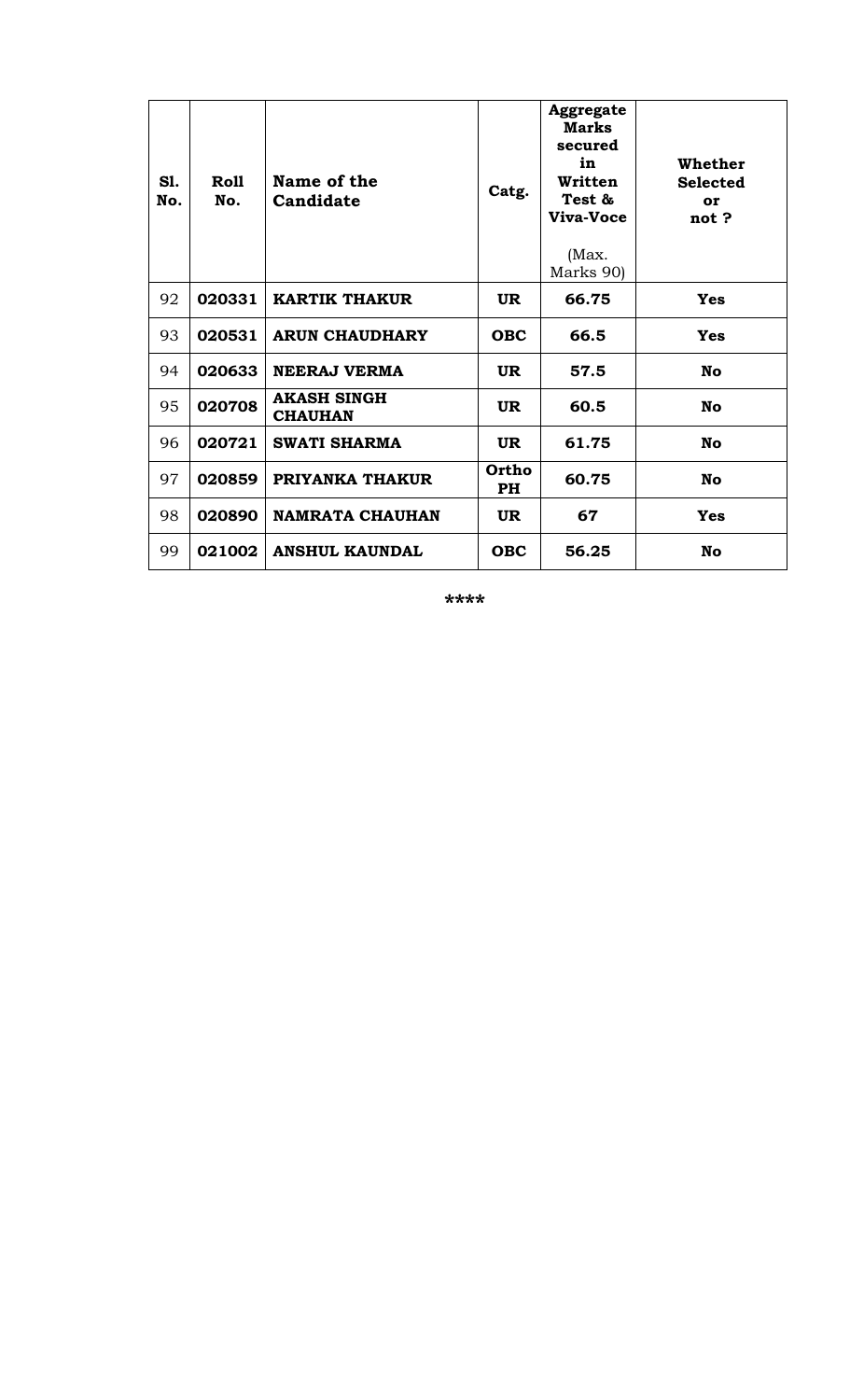| Sl. No. | Roll No. | Name of the Candidate | Catg. | Aggregate Marks secured in Written Test & Viva-Voce (Max. Marks 90) | Whether Selected or not ? |
|---|---|---|---|---|---|
| 92 | **020331** | **KARTIK THAKUR** | **UR** | **66.75** | **Yes** |
| 93 | **020531** | **ARUN CHAUDHARY** | **OBC** | **66.5** | **Yes** |
| 94 | **020633** | **NEERAJ VERMA** | **UR** | **57.5** | **No** |
| 95 | **020708** | **AKASH SINGH CHAUHAN** | **UR** | **60.5** | **No** |
| 96 | **020721** | **SWATI SHARMA** | **UR** | **61.75** | **No** |
| 97 | **020859** | **PRIYANKA THAKUR** | **Ortho PH** | **60.75** | **No** |
| 98 | **020890** | **NAMRATA CHAUHAN** | **UR** | **67** | **Yes** |
| 99 | **021002** | **ANSHUL KAUNDAL** | **OBC** | **56.25** | **No** |

****